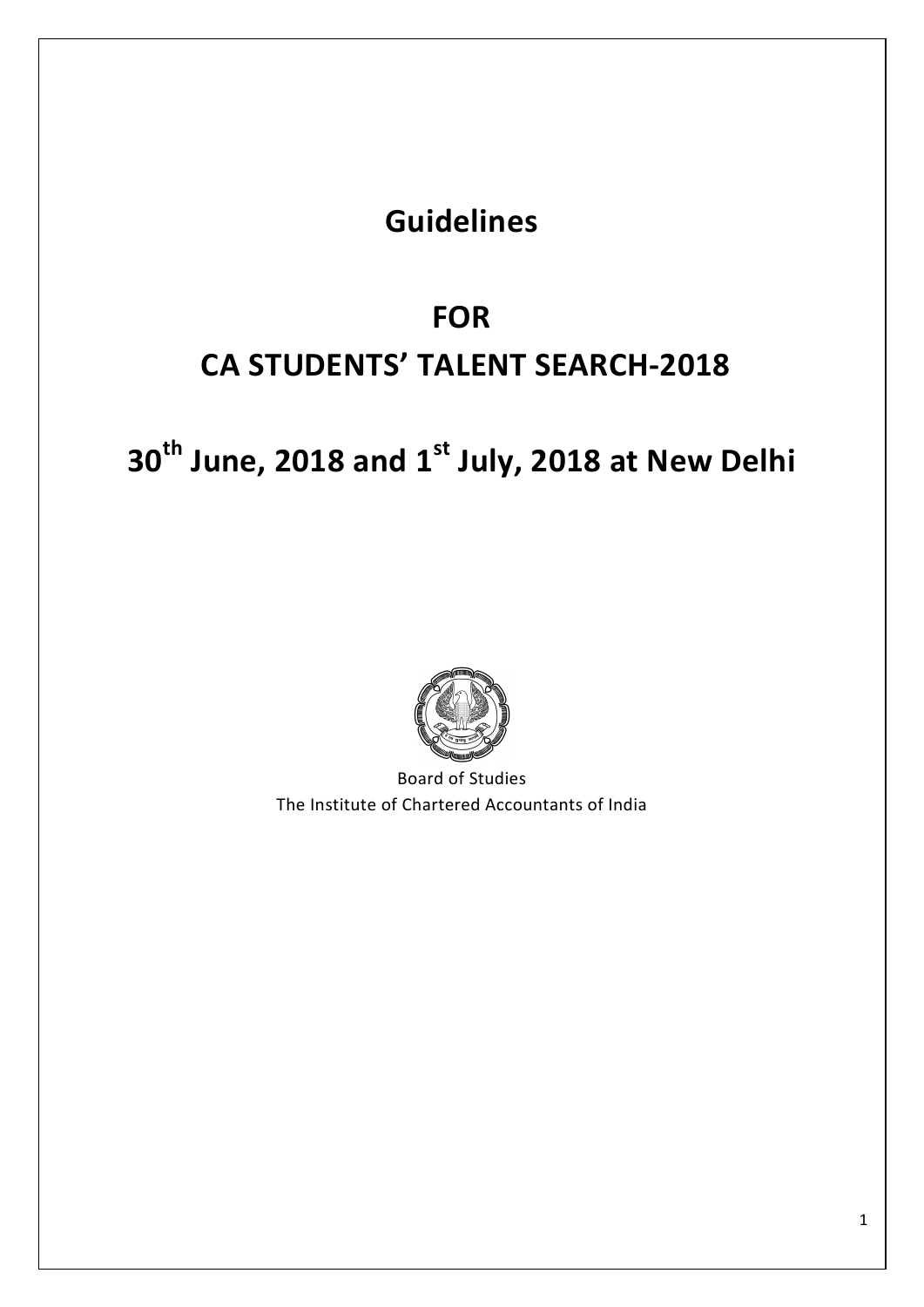# Guidelines

# FOR
# CA STUDENTS' TALENT SEARCH-2018

# 30th June, 2018 and 1st July, 2018 at New Delhi

Board of Studies
The Institute of Chartered Accountants of India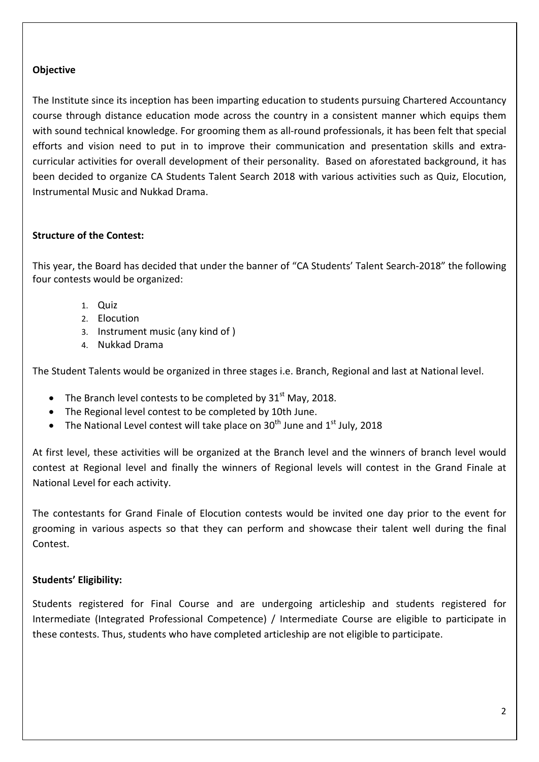**Objective**

The Institute since its inception has been imparting education to students pursuing Chartered Accountancy course through distance education mode across the country in a consistent manner which equips them with sound technical knowledge. For grooming them as all-round professionals, it has been felt that special efforts and vision need to put in to improve their communication and presentation skills and extra-curricular activities for overall development of their personality. Based on aforestated background, it has been decided to organize CA Students Talent Search 2018 with various activities such as Quiz, Elocution, Instrumental Music and Nukkad Drama.

**Structure of the Contest:**

This year, the Board has decided that under the banner of "CA Students' Talent Search-2018" the following four contests would be organized:

1. Quiz
2. Elocution
3. Instrument music (any kind of )
4. Nukkad Drama

The Student Talents would be organized in three stages i.e. Branch, Regional and last at National level.

- The Branch level contests to be completed by 31st May, 2018.
- The Regional level contest to be completed by 10th June.
- The National Level contest will take place on 30th June and 1st July, 2018

At first level, these activities will be organized at the Branch level and the winners of branch level would contest at Regional level and finally the winners of Regional levels will contest in the Grand Finale at National Level for each activity.

The contestants for Grand Finale of Elocution contests would be invited one day prior to the event for grooming in various aspects so that they can perform and showcase their talent well during the final Contest.

**Students' Eligibility:**

Students registered for Final Course and are undergoing articleship and students registered for Intermediate (Integrated Professional Competence) / Intermediate Course are eligible to participate in these contests. Thus, students who have completed articleship are not eligible to participate.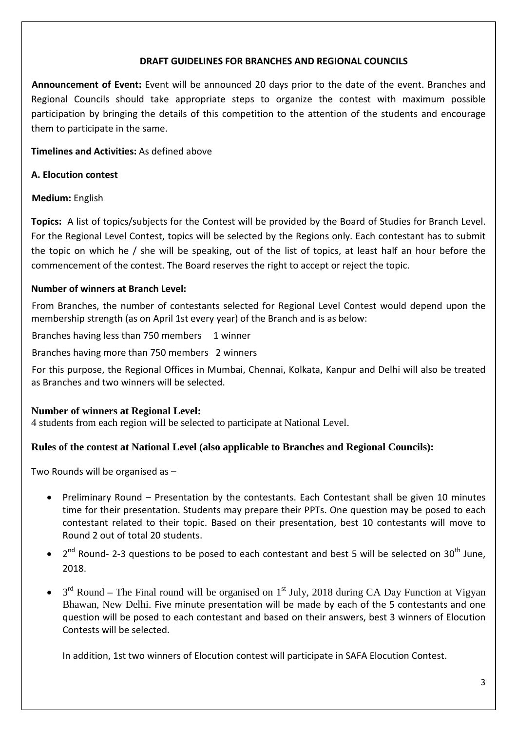## DRAFT GUIDELINES FOR BRANCHES AND REGIONAL COUNCILS

**Announcement of Event:** Event will be announced 20 days prior to the date of the event. Branches and Regional Councils should take appropriate steps to organize the contest with maximum possible participation by bringing the details of this competition to the attention of the students and encourage them to participate in the same.

**Timelines and Activities:** As defined above

### A. Elocution contest

**Medium:** English

**Topics:** A list of topics/subjects for the Contest will be provided by the Board of Studies for Branch Level. For the Regional Level Contest, topics will be selected by the Regions only. Each contestant has to submit the topic on which he / she will be speaking, out of the list of topics, at least half an hour before the commencement of the contest. The Board reserves the right to accept or reject the topic.

**Number of winners at Branch Level:**

From Branches, the number of contestants selected for Regional Level Contest would depend upon the membership strength (as on April 1st every year) of the Branch and is as below:

Branches having less than 750 members    1 winner

Branches having more than 750 members    2 winners

For this purpose, the Regional Offices in Mumbai, Chennai, Kolkata, Kanpur and Delhi will also be treated as Branches and two winners will be selected.

**Number of winners at Regional Level:**

4 students from each region will be selected to participate at National Level.

**Rules of the contest at National Level (also applicable to Branches and Regional Councils):**

Two Rounds will be organised as –

- Preliminary Round – Presentation by the contestants. Each Contestant shall be given 10 minutes time for their presentation. Students may prepare their PPTs. One question may be posed to each contestant related to their topic. Based on their presentation, best 10 contestants will move to Round 2 out of total 20 students.
- 2nd Round- 2-3 questions to be posed to each contestant and best 5 will be selected on 30th June, 2018.
- 3rd Round – The Final round will be organised on 1st July, 2018 during CA Day Function at Vigyan Bhawan, New Delhi. Five minute presentation will be made by each of the 5 contestants and one question will be posed to each contestant and based on their answers, best 3 winners of Elocution Contests will be selected.

  In addition, 1st two winners of Elocution contest will participate in SAFA Elocution Contest.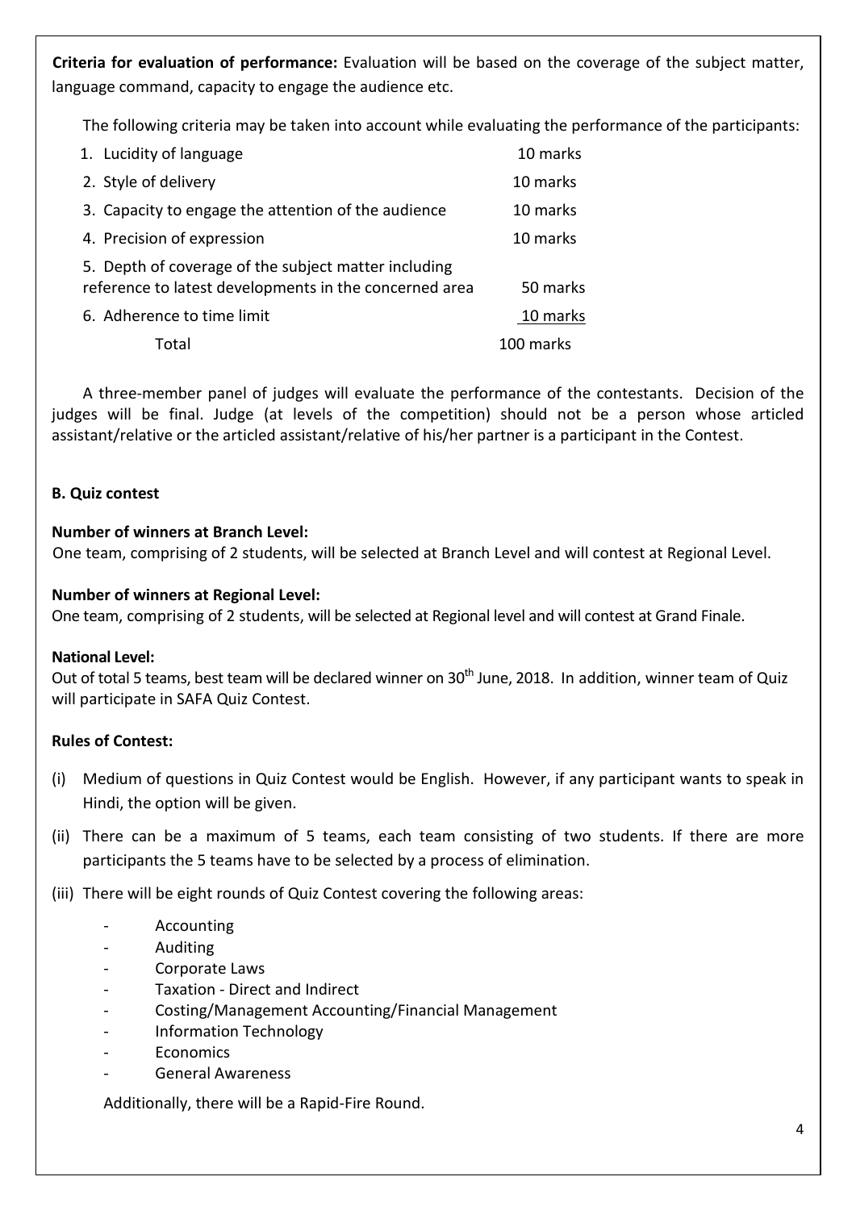**Criteria for evaluation of performance:** Evaluation will be based on the coverage of the subject matter, language command, capacity to engage the audience etc.

The following criteria may be taken into account while evaluating the performance of the participants:

| | |
|---|---|
| 1. Lucidity of language | 10 marks |
| 2. Style of delivery | 10 marks |
| 3. Capacity to engage the attention of the audience | 10 marks |
| 4. Precision of expression | 10 marks |
| 5. Depth of coverage of the subject matter including reference to latest developments in the concerned area | 50 marks |
| 6. Adherence to time limit | 10 marks |
| Total | 100 marks |

A three-member panel of judges will evaluate the performance of the contestants. Decision of the judges will be final. Judge (at levels of the competition) should not be a person whose articled assistant/relative or the articled assistant/relative of his/her partner is a participant in the Contest.

### B. Quiz contest

**Number of winners at Branch Level:**

One team, comprising of 2 students, will be selected at Branch Level and will contest at Regional Level.

**Number of winners at Regional Level:**

One team, comprising of 2 students, will be selected at Regional level and will contest at Grand Finale.

**National Level:**

Out of total 5 teams, best team will be declared winner on 30th June, 2018. In addition, winner team of Quiz will participate in SAFA Quiz Contest.

**Rules of Contest:**

(i) Medium of questions in Quiz Contest would be English. However, if any participant wants to speak in Hindi, the option will be given.

(ii) There can be a maximum of 5 teams, each team consisting of two students. If there are more participants the 5 teams have to be selected by a process of elimination.

(iii) There will be eight rounds of Quiz Contest covering the following areas:

- Accounting
- Auditing
- Corporate Laws
- Taxation - Direct and Indirect
- Costing/Management Accounting/Financial Management
- Information Technology
- Economics
- General Awareness

Additionally, there will be a Rapid-Fire Round.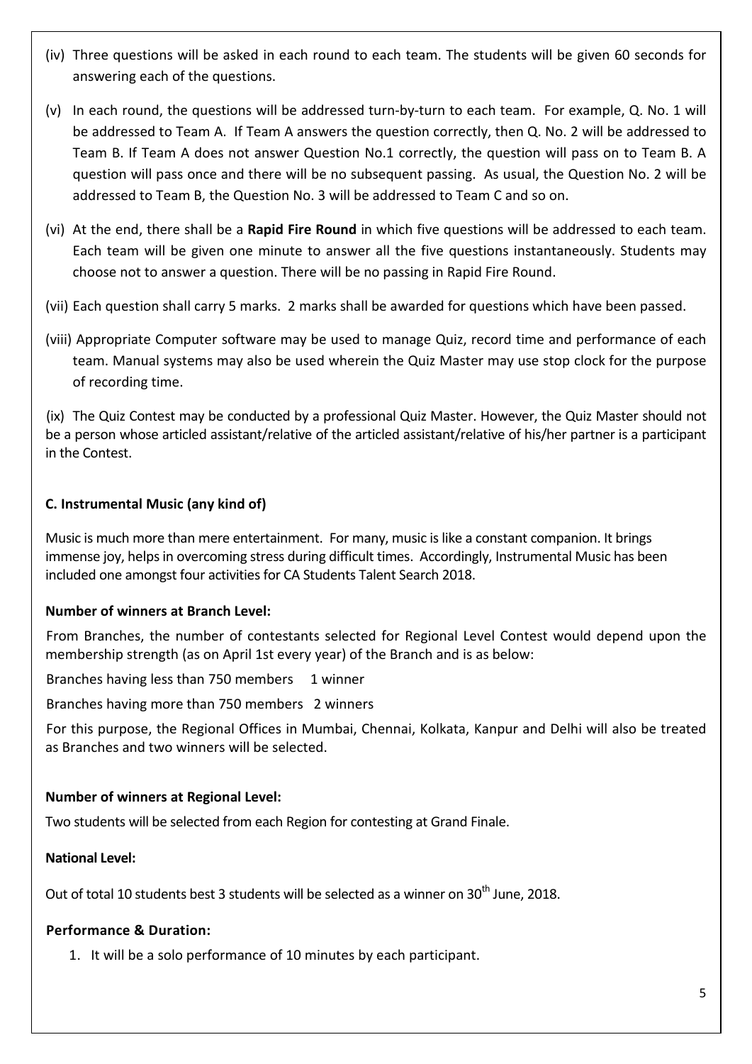(iv) Three questions will be asked in each round to each team. The students will be given 60 seconds for answering each of the questions.

(v) In each round, the questions will be addressed turn-by-turn to each team. For example, Q. No. 1 will be addressed to Team A. If Team A answers the question correctly, then Q. No. 2 will be addressed to Team B. If Team A does not answer Question No.1 correctly, the question will pass on to Team B. A question will pass once and there will be no subsequent passing. As usual, the Question No. 2 will be addressed to Team B, the Question No. 3 will be addressed to Team C and so on.

(vi) At the end, there shall be a **Rapid Fire Round** in which five questions will be addressed to each team. Each team will be given one minute to answer all the five questions instantaneously. Students may choose not to answer a question. There will be no passing in Rapid Fire Round.

(vii) Each question shall carry 5 marks. 2 marks shall be awarded for questions which have been passed.

(viii) Appropriate Computer software may be used to manage Quiz, record time and performance of each team. Manual systems may also be used wherein the Quiz Master may use stop clock for the purpose of recording time.

(ix) The Quiz Contest may be conducted by a professional Quiz Master. However, the Quiz Master should not be a person whose articled assistant/relative of the articled assistant/relative of his/her partner is a participant in the Contest.

### C. Instrumental Music (any kind of)

Music is much more than mere entertainment. For many, music is like a constant companion. It brings immense joy, helps in overcoming stress during difficult times. Accordingly, Instrumental Music has been included one amongst four activities for CA Students Talent Search 2018.

#### Number of winners at Branch Level:

From Branches, the number of contestants selected for Regional Level Contest would depend upon the membership strength (as on April 1st every year) of the Branch and is as below:

Branches having less than 750 members 1 winner

Branches having more than 750 members 2 winners

For this purpose, the Regional Offices in Mumbai, Chennai, Kolkata, Kanpur and Delhi will also be treated as Branches and two winners will be selected.

#### Number of winners at Regional Level:

Two students will be selected from each Region for contesting at Grand Finale.

#### National Level:

Out of total 10 students best 3 students will be selected as a winner on 30th June, 2018.

#### Performance & Duration:

1. It will be a solo performance of 10 minutes by each participant.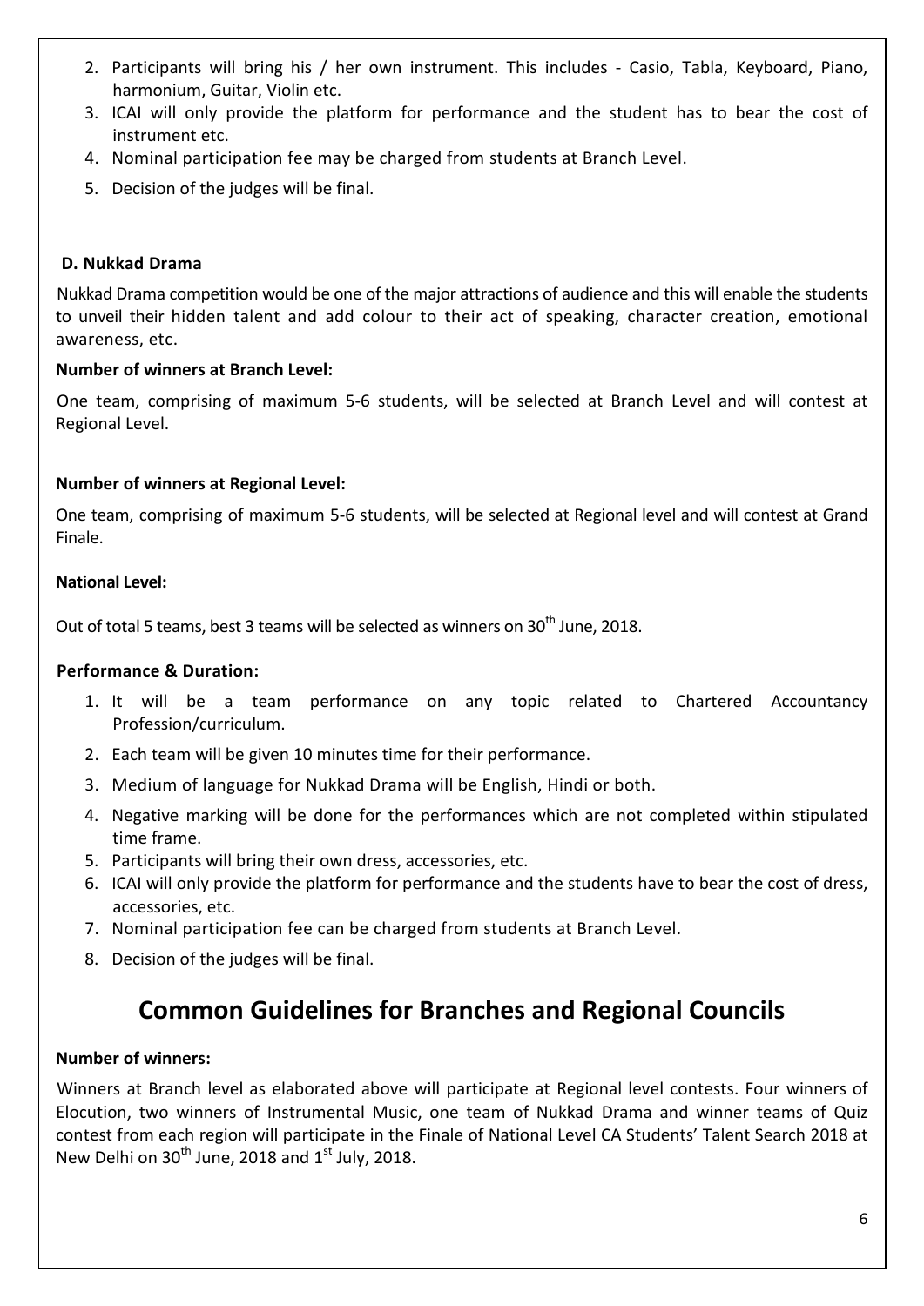2. Participants will bring his / her own instrument. This includes - Casio, Tabla, Keyboard, Piano, harmonium, Guitar, Violin etc.
3. ICAI will only provide the platform for performance and the student has to bear the cost of instrument etc.
4. Nominal participation fee may be charged from students at Branch Level.
5. Decision of the judges will be final.

### D. Nukkad Drama

Nukkad Drama competition would be one of the major attractions of audience and this will enable the students to unveil their hidden talent and add colour to their act of speaking, character creation, emotional awareness, etc.

**Number of winners at Branch Level:**

One team, comprising of maximum 5-6 students, will be selected at Branch Level and will contest at Regional Level.

**Number of winners at Regional Level:**

One team, comprising of maximum 5-6 students, will be selected at Regional level and will contest at Grand Finale.

**National Level:**

Out of total 5 teams, best 3 teams will be selected as winners on 30th June, 2018.

**Performance & Duration:**

1. It will be a team performance on any topic related to Chartered Accountancy Profession/curriculum.
2. Each team will be given 10 minutes time for their performance.
3. Medium of language for Nukkad Drama will be English, Hindi or both.
4. Negative marking will be done for the performances which are not completed within stipulated time frame.
5. Participants will bring their own dress, accessories, etc.
6. ICAI will only provide the platform for performance and the students have to bear the cost of dress, accessories, etc.
7. Nominal participation fee can be charged from students at Branch Level.
8. Decision of the judges will be final.

## Common Guidelines for Branches and Regional Councils

**Number of winners:**

Winners at Branch level as elaborated above will participate at Regional level contests. Four winners of Elocution, two winners of Instrumental Music, one team of Nukkad Drama and winner teams of Quiz contest from each region will participate in the Finale of National Level CA Students' Talent Search 2018 at New Delhi on 30th June, 2018 and 1st July, 2018.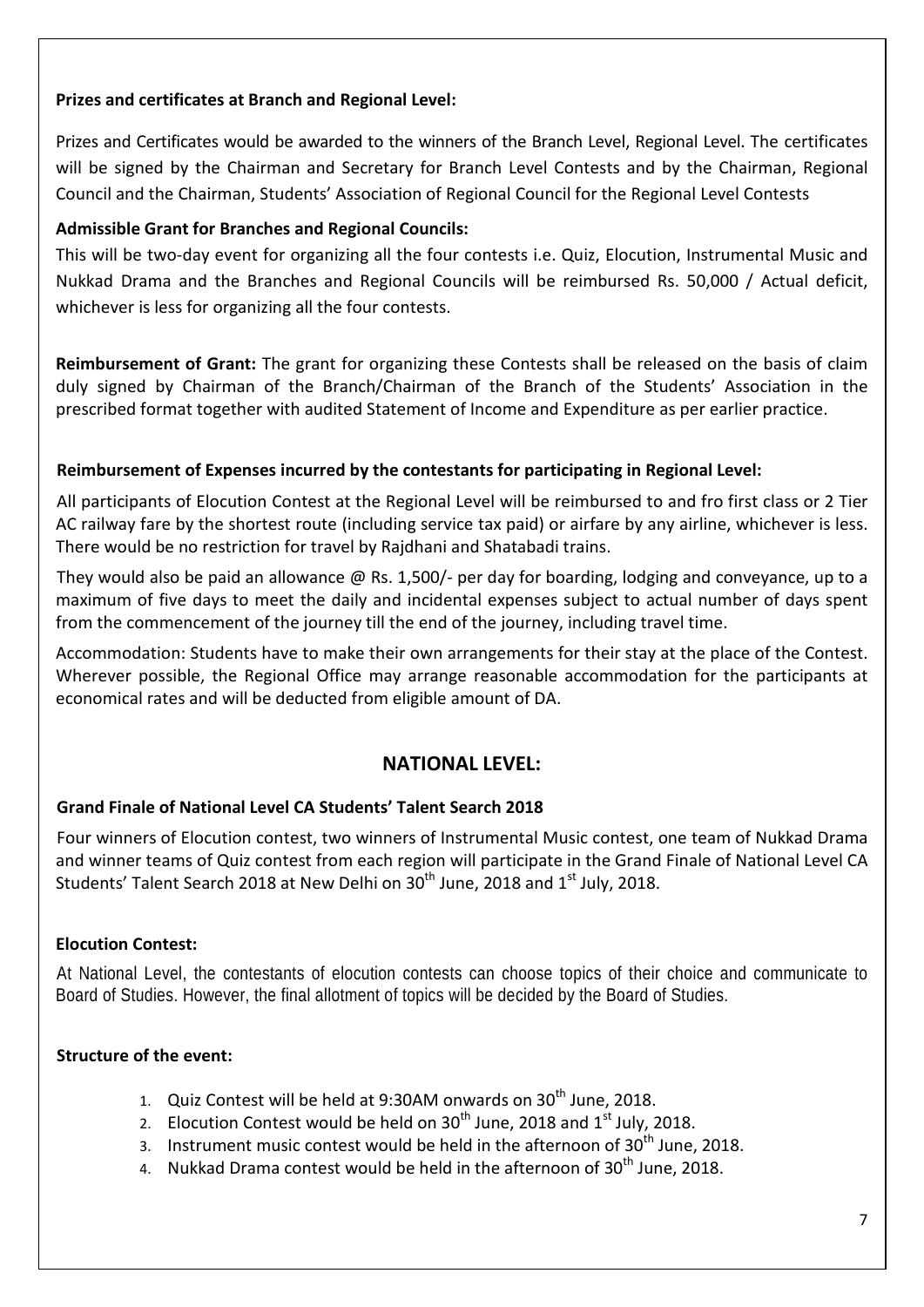**Prizes and certificates at Branch and Regional Level:**

Prizes and Certificates would be awarded to the winners of the Branch Level, Regional Level. The certificates will be signed by the Chairman and Secretary for Branch Level Contests and by the Chairman, Regional Council and the Chairman, Students' Association of Regional Council for the Regional Level Contests

**Admissible Grant for Branches and Regional Councils:**

This will be two-day event for organizing all the four contests i.e. Quiz, Elocution, Instrumental Music and Nukkad Drama and the Branches and Regional Councils will be reimbursed Rs. 50,000 / Actual deficit, whichever is less for organizing all the four contests.

**Reimbursement of Grant:** The grant for organizing these Contests shall be released on the basis of claim duly signed by Chairman of the Branch/Chairman of the Branch of the Students' Association in the prescribed format together with audited Statement of Income and Expenditure as per earlier practice.

**Reimbursement of Expenses incurred by the contestants for participating in Regional Level:**

All participants of Elocution Contest at the Regional Level will be reimbursed to and fro first class or 2 Tier AC railway fare by the shortest route (including service tax paid) or airfare by any airline, whichever is less. There would be no restriction for travel by Rajdhani and Shatabadi trains.

They would also be paid an allowance @ Rs. 1,500/- per day for boarding, lodging and conveyance, up to a maximum of five days to meet the daily and incidental expenses subject to actual number of days spent from the commencement of the journey till the end of the journey, including travel time.

Accommodation: Students have to make their own arrangements for their stay at the place of the Contest. Wherever possible, the Regional Office may arrange reasonable accommodation for the participants at economical rates and will be deducted from eligible amount of DA.

## NATIONAL LEVEL:

**Grand Finale of National Level CA Students' Talent Search 2018**

Four winners of Elocution contest, two winners of Instrumental Music contest, one team of Nukkad Drama and winner teams of Quiz contest from each region will participate in the Grand Finale of National Level CA Students' Talent Search 2018 at New Delhi on 30th June, 2018 and 1st July, 2018.

**Elocution Contest:**

At National Level, the contestants of elocution contests can choose topics of their choice and communicate to Board of Studies. However, the final allotment of topics will be decided by the Board of Studies.

**Structure of the event:**

1. Quiz Contest will be held at 9:30AM onwards on 30th June, 2018.
2. Elocution Contest would be held on 30th June, 2018 and 1st July, 2018.
3. Instrument music contest would be held in the afternoon of 30th June, 2018.
4. Nukkad Drama contest would be held in the afternoon of 30th June, 2018.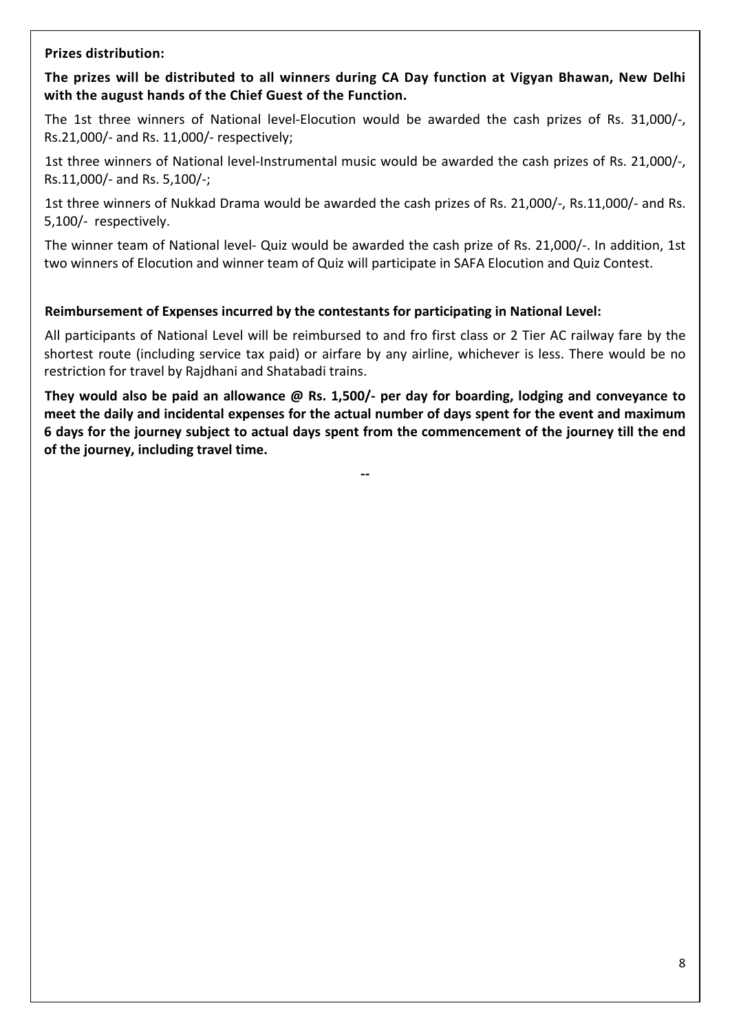**Prizes distribution:**

**The prizes will be distributed to all winners during CA Day function at Vigyan Bhawan, New Delhi with the august hands of the Chief Guest of the Function.**

The 1st three winners of National level-Elocution would be awarded the cash prizes of Rs. 31,000/-, Rs.21,000/- and Rs. 11,000/- respectively;

1st three winners of National level-Instrumental music would be awarded the cash prizes of Rs. 21,000/-, Rs.11,000/- and Rs. 5,100/-;

1st three winners of Nukkad Drama would be awarded the cash prizes of Rs. 21,000/-, Rs.11,000/- and Rs. 5,100/- respectively.

The winner team of National level- Quiz would be awarded the cash prize of Rs. 21,000/-. In addition, 1st two winners of Elocution and winner team of Quiz will participate in SAFA Elocution and Quiz Contest.

**Reimbursement of Expenses incurred by the contestants for participating in National Level:**

All participants of National Level will be reimbursed to and fro first class or 2 Tier AC railway fare by the shortest route (including service tax paid) or airfare by any airline, whichever is less. There would be no restriction for travel by Rajdhani and Shatabadi trains.

**They would also be paid an allowance @ Rs. 1,500/- per day for boarding, lodging and conveyance to meet the daily and incidental expenses for the actual number of days spent for the event and maximum 6 days for the journey subject to actual days spent from the commencement of the journey till the end of the journey, including travel time.**

--